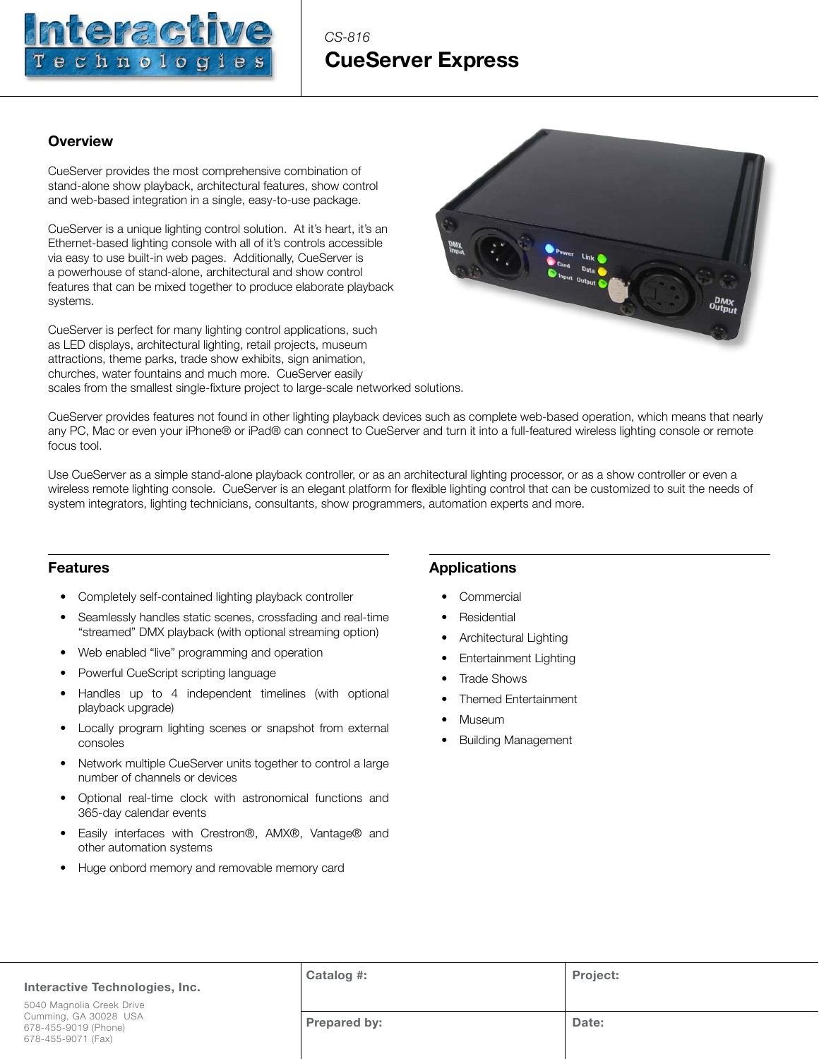*CS-816*

# CueServer Express

## Overview

CueServer provides the most comprehensive combination of stand-alone show playback, architectural features, show control and web-based integration in a single, easy-to-use package.

CueServer is a unique lighting control solution. At it's heart, it's an Ethernet-based lighting console with all of it's controls accessible via easy to use built-in web pages. Additionally, CueServer is a powerhouse of stand-alone, architectural and show control features that can be mixed together to produce elaborate playback systems.

CueServer is perfect for many lighting control applications, such as LED displays, architectural lighting, retail projects, museum attractions, theme parks, trade show exhibits, sign animation, churches, water fountains and much more. CueServer easily scales from the smallest single-fixture project to large-scale networked solutions.

CueServer provides features not found in other lighting playback devices such as complete web-based operation, which means that nearly any PC, Mac or even your iPhone® or iPad® can connect to CueServer and turn it into a full-featured wireless lighting console or remote focus tool.

Use CueServer as a simple stand-alone playback controller, or as an architectural lighting processor, or as a show controller or even a wireless remote lighting console. CueServer is an elegant platform for flexible lighting control that can be customized to suit the needs of system integrators, lighting technicians, consultants, show programmers, automation experts and more.

## Features

- Completely self-contained lighting playback controller
- Seamlessly handles static scenes, crossfading and real-time "streamed" DMX playback (with optional streaming option)
- Web enabled "live" programming and operation
- Powerful CueScript scripting language
- Handles up to 4 independent timelines (with optional playback upgrade)
- Locally program lighting scenes or snapshot from external consoles
- Network multiple CueServer units together to control a large number of channels or devices
- Optional real-time clock with astronomical functions and 365-day calendar events
- Easily interfaces with Crestron®, AMX®, Vantage® and other automation systems
- Huge onboard memory and removable memory card

## Applications

- Commercial
- Residential
- Architectural Lighting
- Entertainment Lighting
- Trade Shows
- Themed Entertainment
- Museum
- Building Management

**Interactive Technologies, Inc.**

5040 Magnolia Creek Drive
Cumming, GA 30028 USA
678-455-9019 (Phone)
678-455-9071 (Fax)

| **Catalog #:** | **Project:** |
|---|---|
| **Prepared by:** | **Date:** |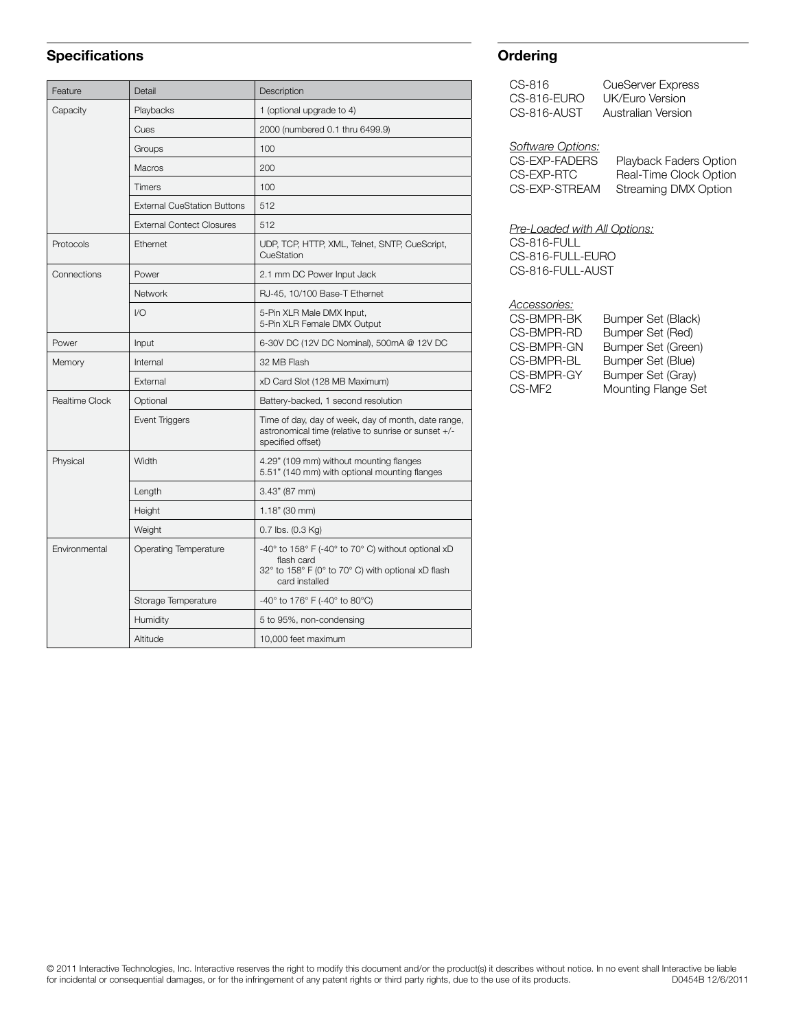## Specifications

| Feature | Detail | Description |
|---|---|---|
| Capacity | Playbacks | 1 (optional upgrade to 4) |
| | Cues | 2000 (numbered 0.1 thru 6499.9) |
| | Groups | 100 |
| | Macros | 200 |
| | Timers | 100 |
| | External CueStation Buttons | 512 |
| | External Contect Closures | 512 |
| Protocols | Ethernet | UDP, TCP, HTTP, XML, Telnet, SNTP, CueScript, CueStation |
| Connections | Power | 2.1 mm DC Power Input Jack |
| | Network | RJ-45, 10/100 Base-T Ethernet |
| | I/O | 5-Pin XLR Male DMX Input,<br>5-Pin XLR Female DMX Output |
| Power | Input | 6-30V DC (12V DC Nominal), 500mA @ 12V DC |
| Memory | Internal | 32 MB Flash |
| | External | xD Card Slot (128 MB Maximum) |
| Realtime Clock | Optional | Battery-backed, 1 second resolution |
| | Event Triggers | Time of day, day of week, day of month, date range, astronomical time (relative to sunrise or sunset +/- specified offset) |
| Physical | Width | 4.29" (109 mm) without mounting flanges<br>5.51" (140 mm) with optional mounting flanges |
| | Length | 3.43" (87 mm) |
| | Height | 1.18" (30 mm) |
| | Weight | 0.7 lbs. (0.3 Kg) |
| Environmental | Operating Temperature | -40° to 158° F (-40° to 70° C) without optional xD flash card<br>32° to 158° F (0° to 70° C) with optional xD flash card installed |
| | Storage Temperature | -40° to 176° F (-40° to 80°C) |
| | Humidity | 5 to 95%, non-condensing |
| | Altitude | 10,000 feet maximum |

## Ordering

CS-816 CueServer Express
CS-816-EURO UK/Euro Version
CS-816-AUST Australian Version

*Software Options:*
CS-EXP-FADERS Playback Faders Option
CS-EXP-RTC Real-Time Clock Option
CS-EXP-STREAM Streaming DMX Option

*Pre-Loaded with All Options:*
CS-816-FULL
CS-816-FULL-EURO
CS-816-FULL-AUST

*Accessories:*
CS-BMPR-BK Bumper Set (Black)
CS-BMPR-RD Bumper Set (Red)
CS-BMPR-GN Bumper Set (Green)
CS-BMPR-BL Bumper Set (Blue)
CS-BMPR-GY Bumper Set (Gray)
CS-MF2 Mounting Flange Set

© 2011 Interactive Technologies, Inc. Interactive reserves the right to modify this document and/or the product(s) it describes without notice. In no event shall Interactive be liable for incidental or consequential damages, or for the infringement of any patent rights or third party rights, due to the use of its products. D0454B 12/6/2011